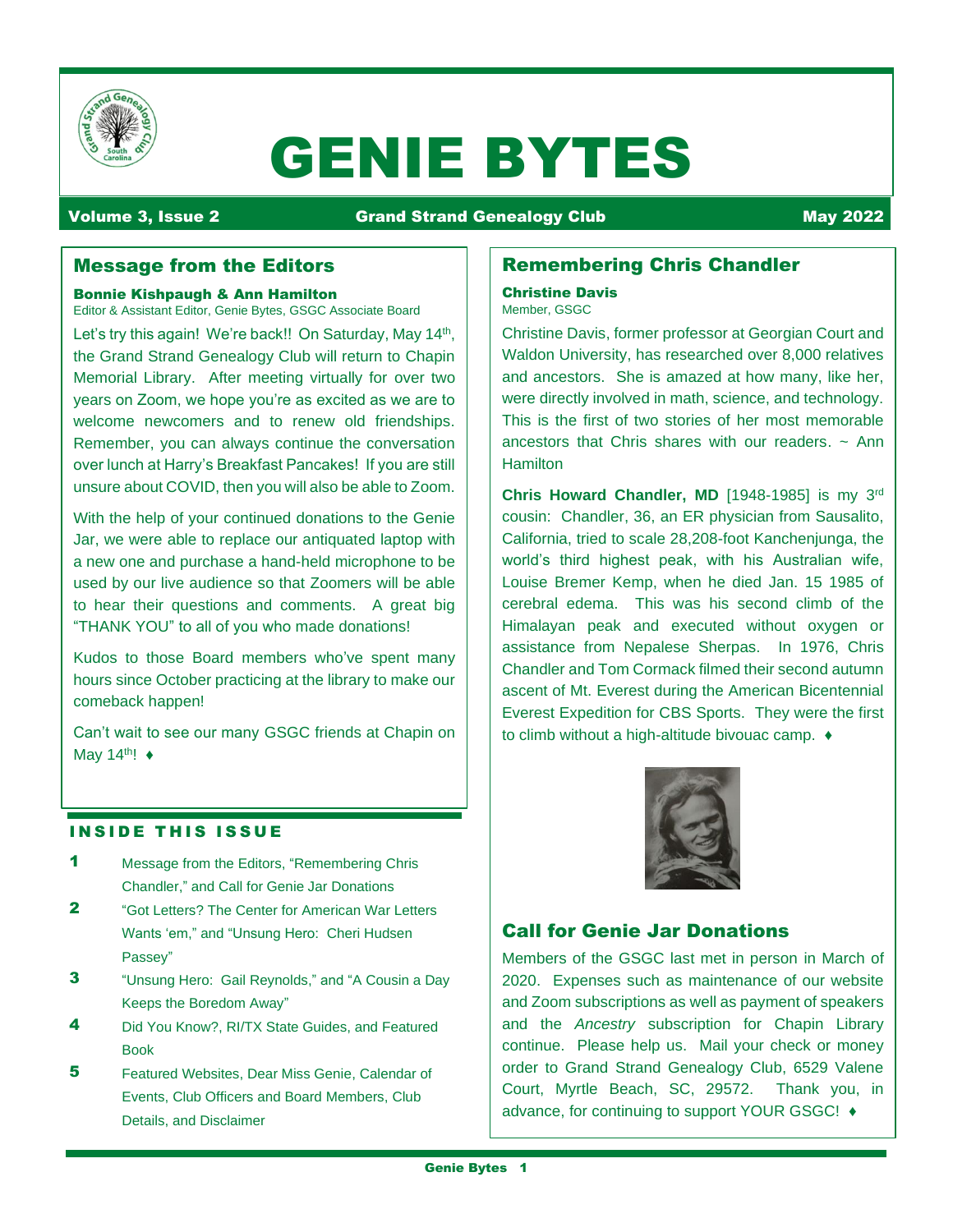# GENIE BYTES

**Volume 3, Issue 2** **Grand Strand Genealogy Club** **May 2022**

## Message from the Editors

**Bonnie Kishpaugh & Ann Hamilton**
Editor & Assistant Editor, Genie Bytes, GSGC Associate Board

Let's try this again! We're back!! On Saturday, May 14th, the Grand Strand Genealogy Club will return to Chapin Memorial Library. After meeting virtually for over two years on Zoom, we hope you're as excited as we are to welcome newcomers and to renew old friendships. Remember, you can always continue the conversation over lunch at Harry's Breakfast Pancakes! If you are still unsure about COVID, then you will also be able to Zoom.

With the help of your continued donations to the Genie Jar, we were able to replace our antiquated laptop with a new one and purchase a hand-held microphone to be used by our live audience so that Zoomers will be able to hear their questions and comments. A great big "THANK YOU" to all of you who made donations!

Kudos to those Board members who've spent many hours since October practicing at the library to make our comeback happen!

Can't wait to see our many GSGC friends at Chapin on May 14th! ♦

## INSIDE THIS ISSUE

1. Message from the Editors, "Remembering Chris Chandler," and Call for Genie Jar Donations
2. "Got Letters? The Center for American War Letters Wants 'em," and "Unsung Hero: Cheri Hudsen Passey"
3. "Unsung Hero: Gail Reynolds," and "A Cousin a Day Keeps the Boredom Away"
4. Did You Know?, RI/TX State Guides, and Featured Book
5. Featured Websites, Dear Miss Genie, Calendar of Events, Club Officers and Board Members, Club Details, and Disclaimer

## Remembering Chris Chandler

**Christine Davis**
Member, GSGC

Christine Davis, former professor at Georgian Court and Waldon University, has researched over 8,000 relatives and ancestors. She is amazed at how many, like her, were directly involved in math, science, and technology. This is the first of two stories of her most memorable ancestors that Chris shares with our readers. ~ Ann Hamilton

**Chris Howard Chandler, MD** [1948-1985] is my 3rd cousin: Chandler, 36, an ER physician from Sausalito, California, tried to scale 28,208-foot Kanchenjunga, the world's third highest peak, with his Australian wife, Louise Bremer Kemp, when he died Jan. 15 1985 of cerebral edema. This was his second climb of the Himalayan peak and executed without oxygen or assistance from Nepalese Sherpas. In 1976, Chris Chandler and Tom Cormack filmed their second autumn ascent of Mt. Everest during the American Bicentennial Everest Expedition for CBS Sports. They were the first to climb without a high-altitude bivouac camp. ♦

## Call for Genie Jar Donations

Members of the GSGC last met in person in March of 2020. Expenses such as maintenance of our website and Zoom subscriptions as well as payment of speakers and the *Ancestry* subscription for Chapin Library continue. Please help us. Mail your check or money order to Grand Strand Genealogy Club, 6529 Valene Court, Myrtle Beach, SC, 29572. Thank you, in advance, for continuing to support YOUR GSGC! ♦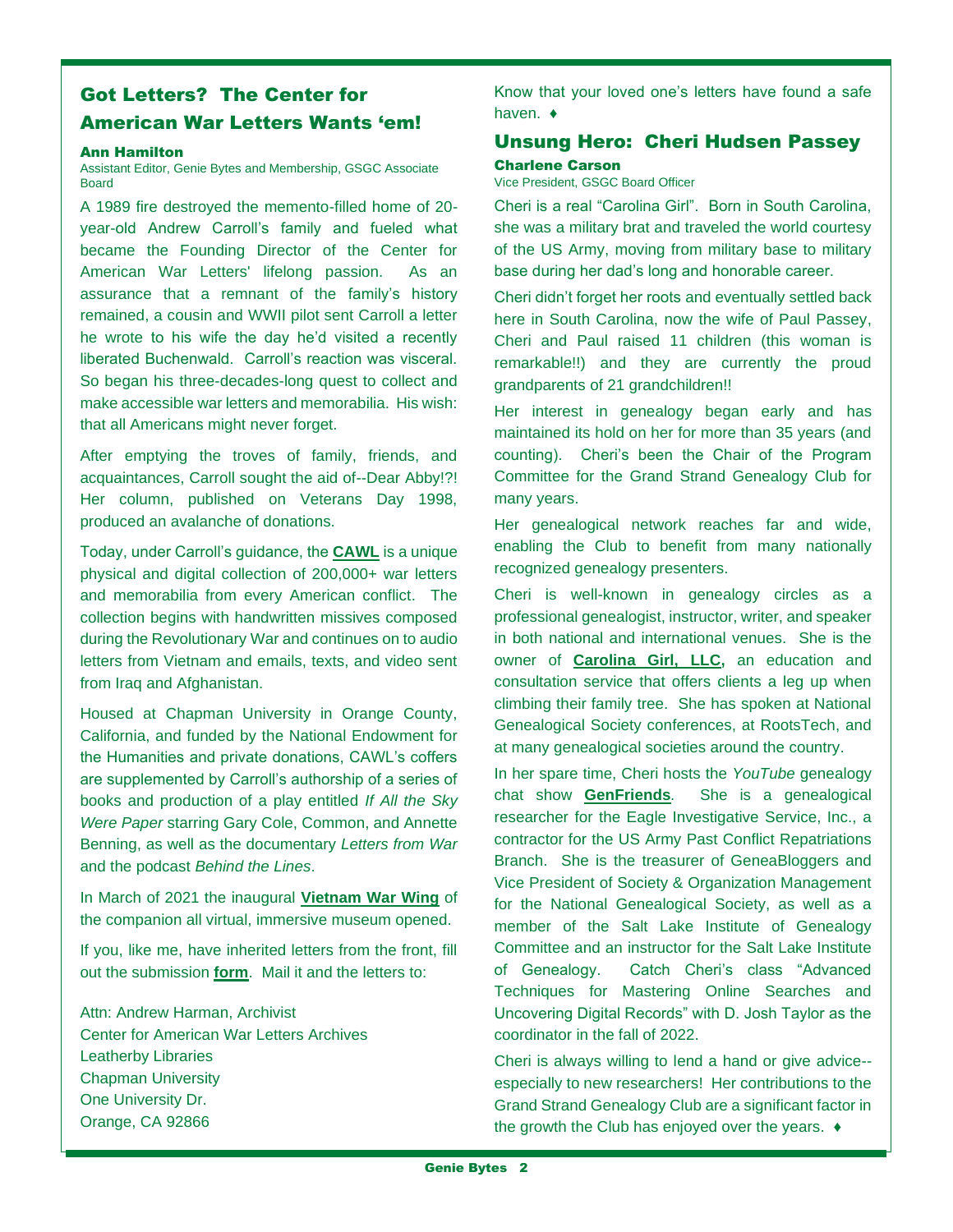## Got Letters? The Center for American War Letters Wants 'em!

**Ann Hamilton**
Assistant Editor, Genie Bytes and Membership, GSGC Associate Board

A 1989 fire destroyed the memento-filled home of 20-year-old Andrew Carroll's family and fueled what became the Founding Director of the Center for American War Letters' lifelong passion. As an assurance that a remnant of the family's history remained, a cousin and WWII pilot sent Carroll a letter he wrote to his wife the day he'd visited a recently liberated Buchenwald. Carroll's reaction was visceral. So began his three-decades-long quest to collect and make accessible war letters and memorabilia. His wish: that all Americans might never forget.

After emptying the troves of family, friends, and acquaintances, Carroll sought the aid of--Dear Abby!?! Her column, published on Veterans Day 1998, produced an avalanche of donations.

Today, under Carroll's guidance, the **CAWL** is a unique physical and digital collection of 200,000+ war letters and memorabilia from every American conflict. The collection begins with handwritten missives composed during the Revolutionary War and continues on to audio letters from Vietnam and emails, texts, and video sent from Iraq and Afghanistan.

Housed at Chapman University in Orange County, California, and funded by the National Endowment for the Humanities and private donations, CAWL's coffers are supplemented by Carroll's authorship of a series of books and production of a play entitled *If All the Sky Were Paper* starring Gary Cole, Common, and Annette Benning, as well as the documentary *Letters from War* and the podcast *Behind the Lines*.

In March of 2021 the inaugural **Vietnam War Wing** of the companion all virtual, immersive museum opened.

If you, like me, have inherited letters from the front, fill out the submission **form**. Mail it and the letters to:

Attn: Andrew Harman, Archivist
Center for American War Letters Archives
Leatherby Libraries
Chapman University
One University Dr.
Orange, CA 92866

Know that your loved one's letters have found a safe haven. ♦

## Unsung Hero: Cheri Hudsen Passey

**Charlene Carson**
Vice President, GSGC Board Officer

Cheri is a real "Carolina Girl". Born in South Carolina, she was a military brat and traveled the world courtesy of the US Army, moving from military base to military base during her dad's long and honorable career.

Cheri didn't forget her roots and eventually settled back here in South Carolina, now the wife of Paul Passey, Cheri and Paul raised 11 children (this woman is remarkable!!) and they are currently the proud grandparents of 21 grandchildren!!

Her interest in genealogy began early and has maintained its hold on her for more than 35 years (and counting). Cheri's been the Chair of the Program Committee for the Grand Strand Genealogy Club for many years.

Her genealogical network reaches far and wide, enabling the Club to benefit from many nationally recognized genealogy presenters.

Cheri is well-known in genealogy circles as a professional genealogist, instructor, writer, and speaker in both national and international venues. She is the owner of **Carolina Girl, LLC,** an education and consultation service that offers clients a leg up when climbing their family tree. She has spoken at National Genealogical Society conferences, at RootsTech, and at many genealogical societies around the country.

In her spare time, Cheri hosts the *YouTube* genealogy chat show **GenFriends**. She is a genealogical researcher for the Eagle Investigative Service, Inc., a contractor for the US Army Past Conflict Repatriations Branch. She is the treasurer of GeneaBloggers and Vice President of Society & Organization Management for the National Genealogical Society, as well as a member of the Salt Lake Institute of Genealogy Committee and an instructor for the Salt Lake Institute of Genealogy. Catch Cheri's class "Advanced Techniques for Mastering Online Searches and Uncovering Digital Records" with D. Josh Taylor as the coordinator in the fall of 2022.

Cheri is always willing to lend a hand or give advice--especially to new researchers! Her contributions to the Grand Strand Genealogy Club are a significant factor in the growth the Club has enjoyed over the years. ♦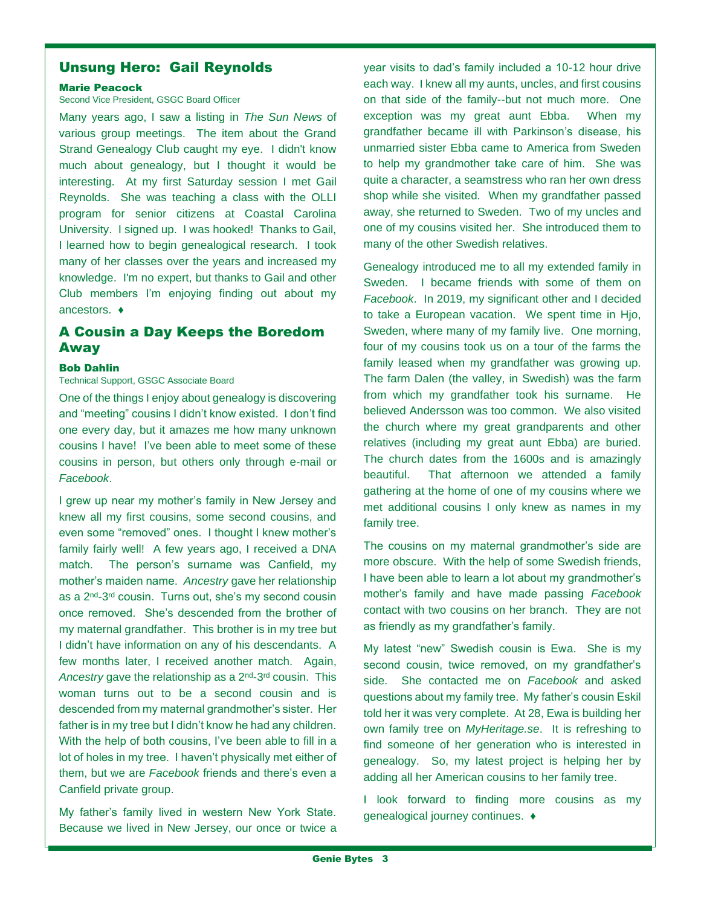## Unsung Hero: Gail Reynolds

**Marie Peacock**

Second Vice President, GSGC Board Officer

Many years ago, I saw a listing in *The Sun News* of various group meetings. The item about the Grand Strand Genealogy Club caught my eye. I didn't know much about genealogy, but I thought it would be interesting. At my first Saturday session I met Gail Reynolds. She was teaching a class with the OLLI program for senior citizens at Coastal Carolina University. I signed up. I was hooked! Thanks to Gail, I learned how to begin genealogical research. I took many of her classes over the years and increased my knowledge. I'm no expert, but thanks to Gail and other Club members I'm enjoying finding out about my ancestors. ♦

## A Cousin a Day Keeps the Boredom Away

**Bob Dahlin**

Technical Support, GSGC Associate Board

One of the things I enjoy about genealogy is discovering and "meeting" cousins I didn't know existed. I don't find one every day, but it amazes me how many unknown cousins I have! I've been able to meet some of these cousins in person, but others only through e-mail or *Facebook*.

I grew up near my mother's family in New Jersey and knew all my first cousins, some second cousins, and even some "removed" ones. I thought I knew mother's family fairly well! A few years ago, I received a DNA match. The person's surname was Canfield, my mother's maiden name. *Ancestry* gave her relationship as a 2nd-3rd cousin. Turns out, she's my second cousin once removed. She's descended from the brother of my maternal grandfather. This brother is in my tree but I didn't have information on any of his descendants. A few months later, I received another match. Again, *Ancestry* gave the relationship as a 2nd-3rd cousin. This woman turns out to be a second cousin and is descended from my maternal grandmother's sister. Her father is in my tree but I didn't know he had any children. With the help of both cousins, I've been able to fill in a lot of holes in my tree. I haven't physically met either of them, but we are *Facebook* friends and there's even a Canfield private group.

My father's family lived in western New York State. Because we lived in New Jersey, our once or twice a year visits to dad's family included a 10-12 hour drive each way. I knew all my aunts, uncles, and first cousins on that side of the family--but not much more. One exception was my great aunt Ebba. When my grandfather became ill with Parkinson's disease, his unmarried sister Ebba came to America from Sweden to help my grandmother take care of him. She was quite a character, a seamstress who ran her own dress shop while she visited. When my grandfather passed away, she returned to Sweden. Two of my uncles and one of my cousins visited her. She introduced them to many of the other Swedish relatives.

Genealogy introduced me to all my extended family in Sweden. I became friends with some of them on *Facebook*. In 2019, my significant other and I decided to take a European vacation. We spent time in Hjo, Sweden, where many of my family live. One morning, four of my cousins took us on a tour of the farms the family leased when my grandfather was growing up. The farm Dalen (the valley, in Swedish) was the farm from which my grandfather took his surname. He believed Andersson was too common. We also visited the church where my great grandparents and other relatives (including my great aunt Ebba) are buried. The church dates from the 1600s and is amazingly beautiful. That afternoon we attended a family gathering at the home of one of my cousins where we met additional cousins I only knew as names in my family tree.

The cousins on my maternal grandmother's side are more obscure. With the help of some Swedish friends, I have been able to learn a lot about my grandmother's mother's family and have made passing *Facebook* contact with two cousins on her branch. They are not as friendly as my grandfather's family.

My latest "new" Swedish cousin is Ewa. She is my second cousin, twice removed, on my grandfather's side. She contacted me on *Facebook* and asked questions about my family tree. My father's cousin Eskil told her it was very complete. At 28, Ewa is building her own family tree on *MyHeritage.se*. It is refreshing to find someone of her generation who is interested in genealogy. So, my latest project is helping her by adding all her American cousins to her family tree.

I look forward to finding more cousins as my genealogical journey continues. ♦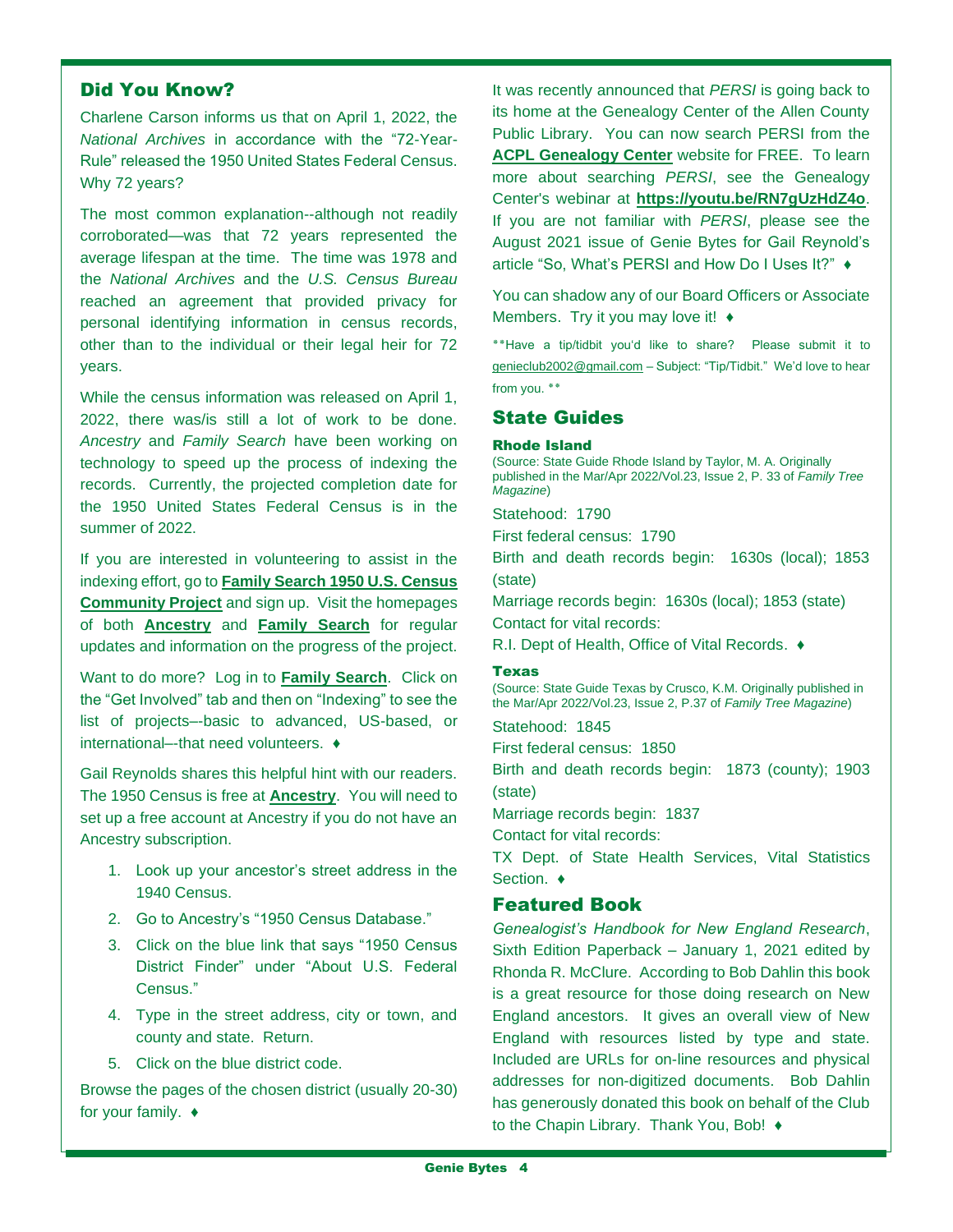## Did You Know?

Charlene Carson informs us that on April 1, 2022, the *National Archives* in accordance with the "72-Year-Rule" released the 1950 United States Federal Census. Why 72 years?

The most common explanation--although not readily corroborated—was that 72 years represented the average lifespan at the time. The time was 1978 and the *National Archives* and the *U.S. Census Bureau* reached an agreement that provided privacy for personal identifying information in census records, other than to the individual or their legal heir for 72 years.

While the census information was released on April 1, 2022, there was/is still a lot of work to be done. *Ancestry* and *Family Search* have been working on technology to speed up the process of indexing the records. Currently, the projected completion date for the 1950 United States Federal Census is in the summer of 2022.

If you are interested in volunteering to assist in the indexing effort, go to **Family Search 1950 U.S. Census Community Project** and sign up. Visit the homepages of both **Ancestry** and **Family Search** for regular updates and information on the progress of the project.

Want to do more? Log in to **Family Search**. Click on the "Get Involved" tab and then on "Indexing" to see the list of projects–-basic to advanced, US-based, or international–-that need volunteers. ♦

Gail Reynolds shares this helpful hint with our readers. The 1950 Census is free at **Ancestry**. You will need to set up a free account at Ancestry if you do not have an Ancestry subscription.

1. Look up your ancestor's street address in the 1940 Census.
2. Go to Ancestry's "1950 Census Database."
3. Click on the blue link that says "1950 Census District Finder" under "About U.S. Federal Census."
4. Type in the street address, city or town, and county and state. Return.
5. Click on the blue district code.

Browse the pages of the chosen district (usually 20-30) for your family. ♦

It was recently announced that *PERSI* is going back to its home at the Genealogy Center of the Allen County Public Library. You can now search PERSI from the **ACPL Genealogy Center** website for FREE. To learn more about searching *PERSI*, see the Genealogy Center's webinar at **https://youtu.be/RN7gUzHdZ4o**. If you are not familiar with *PERSI*, please see the August 2021 issue of Genie Bytes for Gail Reynold's article "So, What's PERSI and How Do I Uses It?" ♦

You can shadow any of our Board Officers or Associate Members. Try it you may love it! ♦

**Have a tip/tidbit you'd like to share? Please submit it to genieclub2002@gmail.com – Subject: "Tip/Tidbit." We'd love to hear from you. **

## State Guides

### Rhode Island

(Source: State Guide Rhode Island by Taylor, M. A. Originally published in the Mar/Apr 2022/Vol.23, Issue 2, P. 33 of *Family Tree Magazine*)

Statehood: 1790

First federal census: 1790

Birth and death records begin: 1630s (local); 1853 (state)

Marriage records begin: 1630s (local); 1853 (state)

Contact for vital records:

R.I. Dept of Health, Office of Vital Records. ♦

### Texas

(Source: State Guide Texas by Crusco, K.M. Originally published in the Mar/Apr 2022/Vol.23, Issue 2, P.37 of *Family Tree Magazine*)

Statehood: 1845

First federal census: 1850

Birth and death records begin: 1873 (county); 1903 (state)

Marriage records begin: 1837

Contact for vital records:

TX Dept. of State Health Services, Vital Statistics Section. ♦

## Featured Book

*Genealogist's Handbook for New England Research*, Sixth Edition Paperback – January 1, 2021 edited by Rhonda R. McClure. According to Bob Dahlin this book is a great resource for those doing research on New England ancestors. It gives an overall view of New England with resources listed by type and state. Included are URLs for on-line resources and physical addresses for non-digitized documents. Bob Dahlin has generously donated this book on behalf of the Club to the Chapin Library. Thank You, Bob! ♦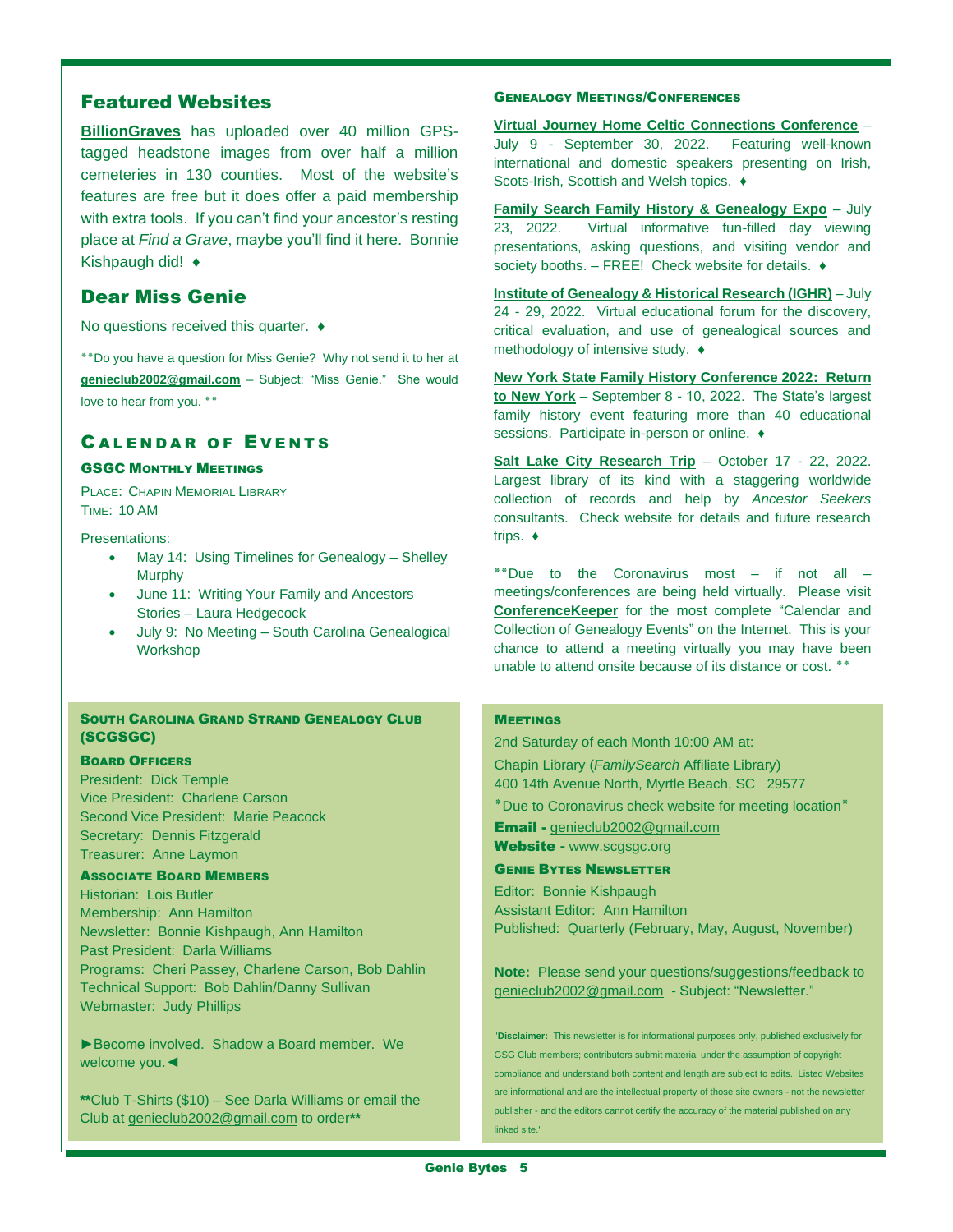## Featured Websites

**BillionGraves** has uploaded over 40 million GPS-tagged headstone images from over half a million cemeteries in 130 counties. Most of the website's features are free but it does offer a paid membership with extra tools. If you can't find your ancestor's resting place at *Find a Grave*, maybe you'll find it here. Bonnie Kishpaugh did! ♦

## Dear Miss Genie

No questions received this quarter. ♦

**Do you have a question for Miss Genie? Why not send it to her at **genieclub2002@gmail.com** – Subject: "Miss Genie." She would love to hear from you. **

## Calendar of Events

### GSGC Monthly Meetings

Place: Chapin Memorial Library
Time: 10 AM

Presentations:

- May 14: Using Timelines for Genealogy – Shelley Murphy
- June 11: Writing Your Family and Ancestors Stories – Laura Hedgecock
- July 9: No Meeting – South Carolina Genealogical Workshop

### Genealogy Meetings/Conferences

**Virtual Journey Home Celtic Connections Conference** – July 9 - September 30, 2022. Featuring well-known international and domestic speakers presenting on Irish, Scots-Irish, Scottish and Welsh topics. ♦

**Family Search Family History & Genealogy Expo** – July 23, 2022. Virtual informative fun-filled day viewing presentations, asking questions, and visiting vendor and society booths. – FREE! Check website for details. ♦

**Institute of Genealogy & Historical Research (IGHR)** – July 24 - 29, 2022. Virtual educational forum for the discovery, critical evaluation, and use of genealogical sources and methodology of intensive study. ♦

**New York State Family History Conference 2022: Return to New York** – September 8 - 10, 2022. The State's largest family history event featuring more than 40 educational sessions. Participate in-person or online. ♦

**Salt Lake City Research Trip** – October 17 - 22, 2022. Largest library of its kind with a staggering worldwide collection of records and help by *Ancestor Seekers* consultants. Check website for details and future research trips. ♦

**Due to the Coronavirus most – if not all – meetings/conferences are being held virtually. Please visit **ConferenceKeeper** for the most complete "Calendar and Collection of Genealogy Events" on the Internet. This is your chance to attend a meeting virtually you may have been unable to attend onsite because of its distance or cost. **

### South Carolina Grand Strand Genealogy Club (SCGSGC)

**Board Officers**

President: Dick Temple
Vice President: Charlene Carson
Second Vice President: Marie Peacock
Secretary: Dennis Fitzgerald
Treasurer: Anne Laymon

**Associate Board Members**

Historian: Lois Butler
Membership: Ann Hamilton
Newsletter: Bonnie Kishpaugh, Ann Hamilton
Past President: Darla Williams
Programs: Cheri Passey, Charlene Carson, Bob Dahlin
Technical Support: Bob Dahlin/Danny Sullivan
Webmaster: Judy Phillips

►Become involved. Shadow a Board member. We welcome you.◄

**Club T-Shirts ($10) – See Darla Williams or email the Club at genieclub2002@gmail.com to order**

### Meetings

2nd Saturday of each Month 10:00 AM at:

Chapin Library (*FamilySearch* Affiliate Library)
400 14th Avenue North, Myrtle Beach, SC 29577

*Due to Coronavirus check website for meeting location*

**Email -** genieclub2002@gmail.com
**Website -** www.scgsgc.org

### Genie Bytes Newsletter

Editor: Bonnie Kishpaugh
Assistant Editor: Ann Hamilton
Published: Quarterly (February, May, August, November)

**Note:** Please send your questions/suggestions/feedback to genieclub2002@gmail.com - Subject: "Newsletter."

"**Disclaimer:** This newsletter is for informational purposes only, published exclusively for GSG Club members; contributors submit material under the assumption of copyright compliance and understand both content and length are subject to edits. Listed Websites are informational and are the intellectual property of those site owners - not the newsletter publisher - and the editors cannot certify the accuracy of the material published on any linked site."